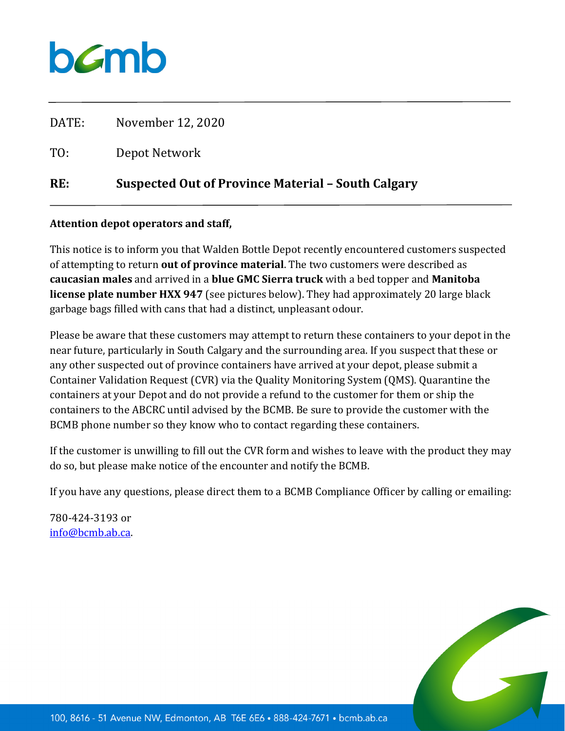bcmb

DATE: November 12, 2020

TO: Depot Network

**RE: Suspected Out of Province Material – South Calgary**

**Attention depot operators and staff,**

This notice is to inform you that Walden Bottle Depot recently encountered customers suspected of attempting to return **out of province material**. The two customers were described as **caucasian males** and arrived in a **blue GMC Sierra truck** with a bed topper and **Manitoba license plate number HXX 947** (see pictures below). They had approximately 20 large black garbage bags filled with cans that had a distinct, unpleasant odour.

Please be aware that these customers may attempt to return these containers to your depot in the near future, particularly in South Calgary and the surrounding area. If you suspect that these or any other suspected out of province containers have arrived at your depot, please submit a Container Validation Request (CVR) via the Quality Monitoring System (QMS). Quarantine the containers at your Depot and do not provide a refund to the customer for them or ship the containers to the ABCRC until advised by the BCMB. Be sure to provide the customer with the BCMB phone number so they know who to contact regarding these containers.

If the customer is unwilling to fill out the CVR form and wishes to leave with the product they may do so, but please make notice of the encounter and notify the BCMB.

If you have any questions, please direct them to a BCMB Compliance Officer by calling or emailing:

780-424-3193 or
info@bcmb.ab.ca.

100, 8616 - 51 Avenue NW, Edmonton, AB T6E 6E6 • 888-424-7671 • bcmb.ab.ca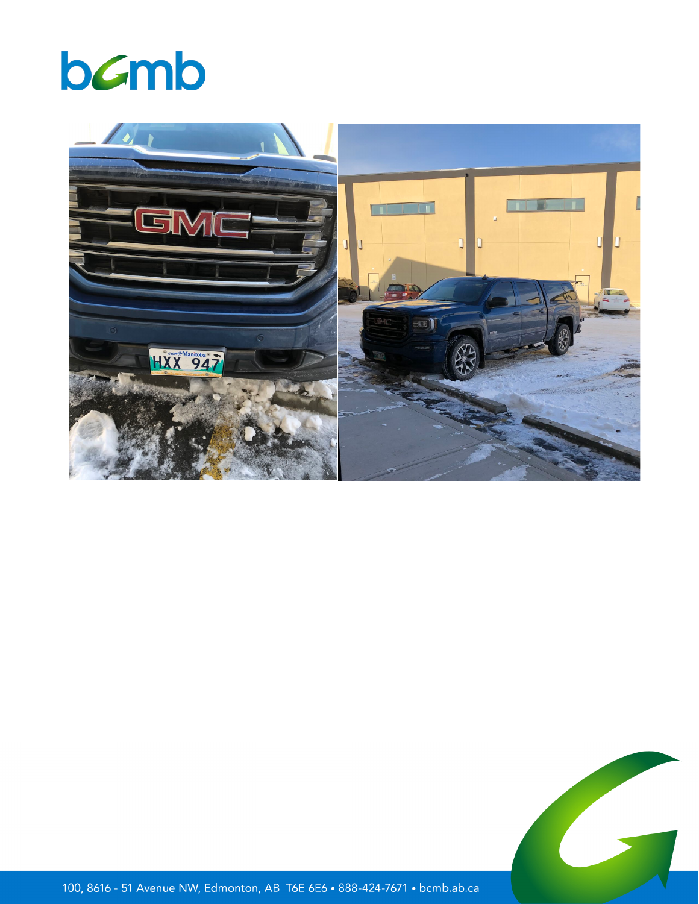bcmb

100, 8616 - 51 Avenue NW, Edmonton, AB T6E 6E6 • 888-424-7671 • bcmb.ab.ca